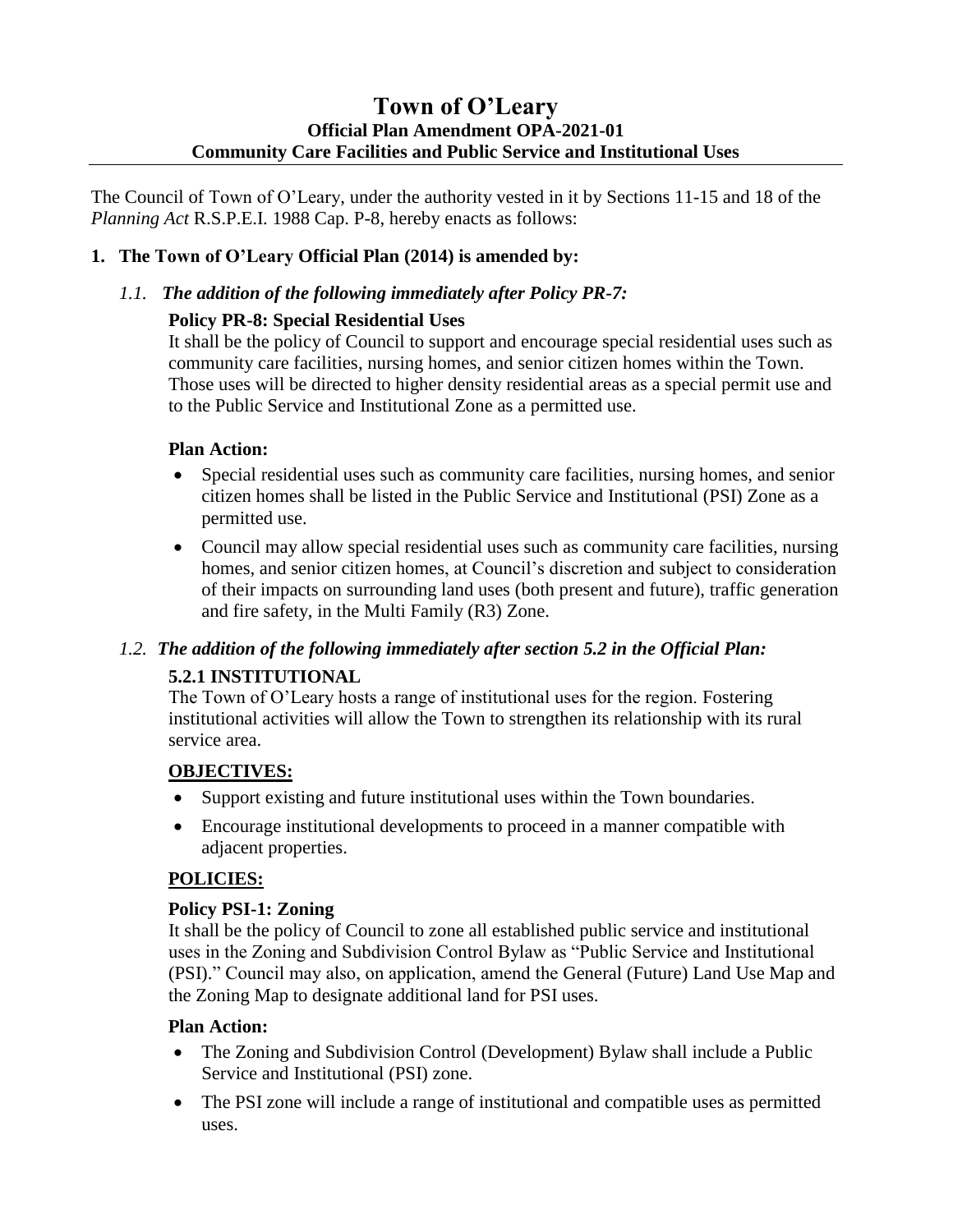# Town of O'Leary
## Official Plan Amendment OPA-2021-01
## Community Care Facilities and Public Service and Institutional Uses

The Council of Town of O'Leary, under the authority vested in it by Sections 11-15 and 18 of the *Planning Act* R.S.P.E.I. 1988 Cap. P-8, hereby enacts as follows:

**1. The Town of O'Leary Official Plan (2014) is amended by:**

*1.1. **The addition of the following immediately after Policy PR-7:***

**Policy PR-8: Special Residential Uses**

It shall be the policy of Council to support and encourage special residential uses such as community care facilities, nursing homes, and senior citizen homes within the Town. Those uses will be directed to higher density residential areas as a special permit use and to the Public Service and Institutional Zone as a permitted use.

**Plan Action:**

- Special residential uses such as community care facilities, nursing homes, and senior citizen homes shall be listed in the Public Service and Institutional (PSI) Zone as a permitted use.
- Council may allow special residential uses such as community care facilities, nursing homes, and senior citizen homes, at Council's discretion and subject to consideration of their impacts on surrounding land uses (both present and future), traffic generation and fire safety, in the Multi Family (R3) Zone.

*1.2. **The addition of the following immediately after section 5.2 in the Official Plan:***

**5.2.1 INSTITUTIONAL**

The Town of O'Leary hosts a range of institutional uses for the region. Fostering institutional activities will allow the Town to strengthen its relationship with its rural service area.

**OBJECTIVES:**

- Support existing and future institutional uses within the Town boundaries.
- Encourage institutional developments to proceed in a manner compatible with adjacent properties.

**POLICIES:**

**Policy PSI-1: Zoning**

It shall be the policy of Council to zone all established public service and institutional uses in the Zoning and Subdivision Control Bylaw as "Public Service and Institutional (PSI)." Council may also, on application, amend the General (Future) Land Use Map and the Zoning Map to designate additional land for PSI uses.

**Plan Action:**

- The Zoning and Subdivision Control (Development) Bylaw shall include a Public Service and Institutional (PSI) zone.
- The PSI zone will include a range of institutional and compatible uses as permitted uses.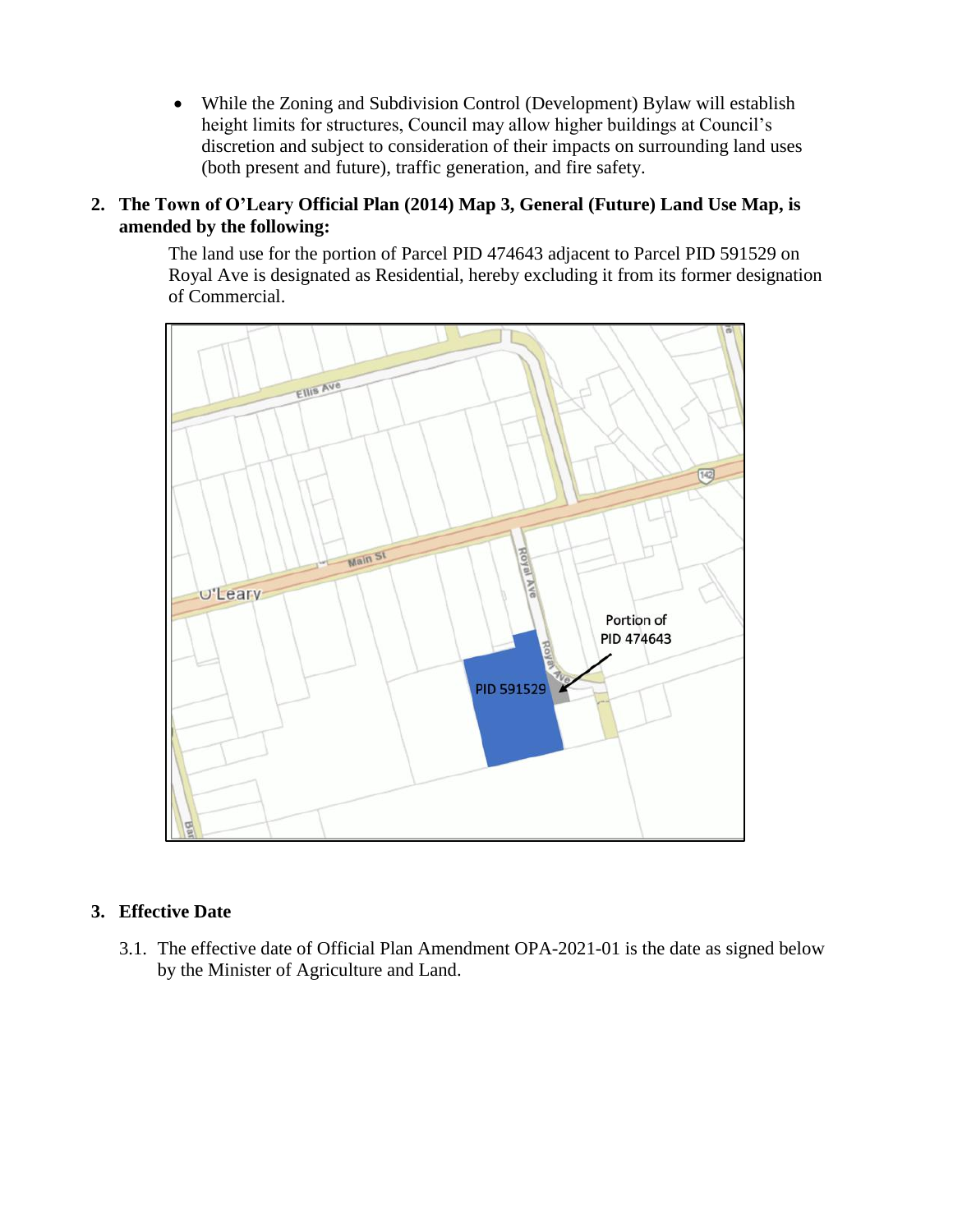- While the Zoning and Subdivision Control (Development) Bylaw will establish height limits for structures, Council may allow higher buildings at Council's discretion and subject to consideration of their impacts on surrounding land uses (both present and future), traffic generation, and fire safety.

**2. The Town of O'Leary Official Plan (2014) Map 3, General (Future) Land Use Map, is amended by the following:**

The land use for the portion of Parcel PID 474643 adjacent to Parcel PID 591529 on Royal Ave is designated as Residential, hereby excluding it from its former designation of Commercial.

## 3. Effective Date

3.1. The effective date of Official Plan Amendment OPA-2021-01 is the date as signed below by the Minister of Agriculture and Land.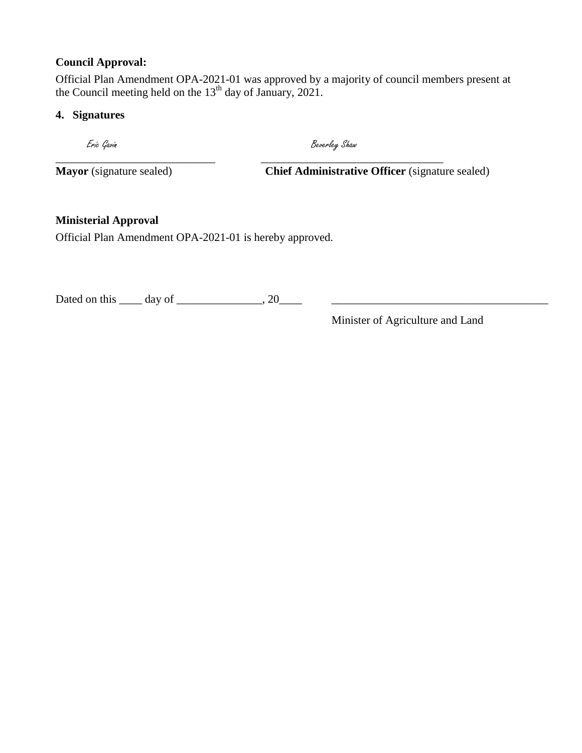**Council Approval:**

Official Plan Amendment OPA-2021-01 was approved by a majority of council members present at the Council meeting held on the 13th day of January, 2021.

**4. Signatures**

Eric Gavin
_____________________________
**Mayor** (signature sealed)

Beverley Shaw
_________________________________
**Chief Administrative Officer** (signature sealed)

**Ministerial Approval**

Official Plan Amendment OPA-2021-01 is hereby approved.

Dated on this ____ day of _______________, 20____

_______________________________________
Minister of Agriculture and Land